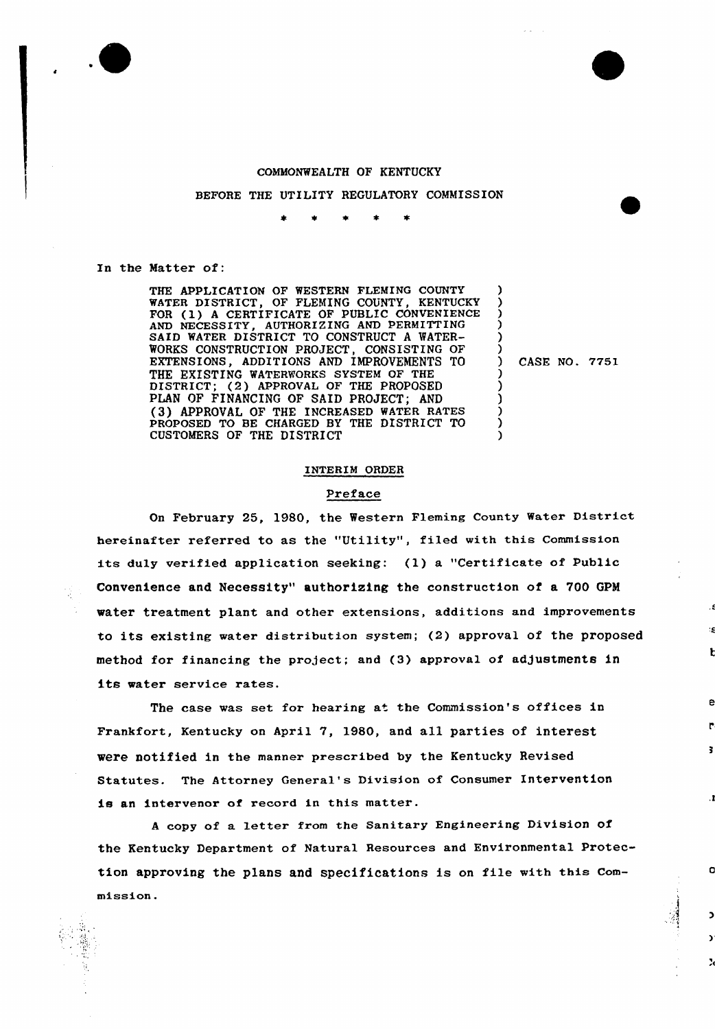COMMONWEALTH OF KENTUCKY

BEFORE THE UTILITY REGULATORY COMMISSION

\* \* \* \* \*

In the Matter of:

| | |
|---|---|
| THE APPLICATION OF WESTERN FLEMING COUNTY WATER DISTRICT, OF FLEMING COUNTY, KENTUCKY FOR (1) A CERTIFICATE OF PUBLIC CONVENIENCE AND NECESSITY, AUTHORIZING AND PERMITTING SAID WATER DISTRICT TO CONSTRUCT A WATER-WORKS CONSTRUCTION PROJECT, CONSISTING OF EXTENSIONS, ADDITIONS AND IMPROVEMENTS TO THE EXISTING WATERWORKS SYSTEM OF THE DISTRICT; (2) APPROVAL OF THE PROPOSED PLAN OF FINANCING OF SAID PROJECT; AND (3) APPROVAL OF THE INCREASED WATER RATES PROPOSED TO BE CHARGED BY THE DISTRICT TO CUSTOMERS OF THE DISTRICT | CASE NO. 7751 |

INTERIM ORDER

Preface

On February 25, 1980, the Western Fleming County Water District hereinafter referred to as the "Utility", filed with this Commission its duly verified application seeking: (1) a "Certificate of Public Convenience and Necessity" authorizing the construction of a 700 GPM water treatment plant and other extensions, additions and improvements to its existing water distribution system; (2) approval of the proposed method for financing the project; and (3) approval of adjustments in its water service rates.

The case was set for hearing at the Commission's offices in Frankfort, Kentucky on April 7, 1980, and all parties of interest were notified in the manner prescribed by the Kentucky Revised Statutes. The Attorney General's Division of Consumer Intervention is an intervenor of record in this matter.

A copy of a letter from the Sanitary Engineering Division of the Kentucky Department of Natural Resources and Environmental Protection approving the plans and specifications is on file with this Commission.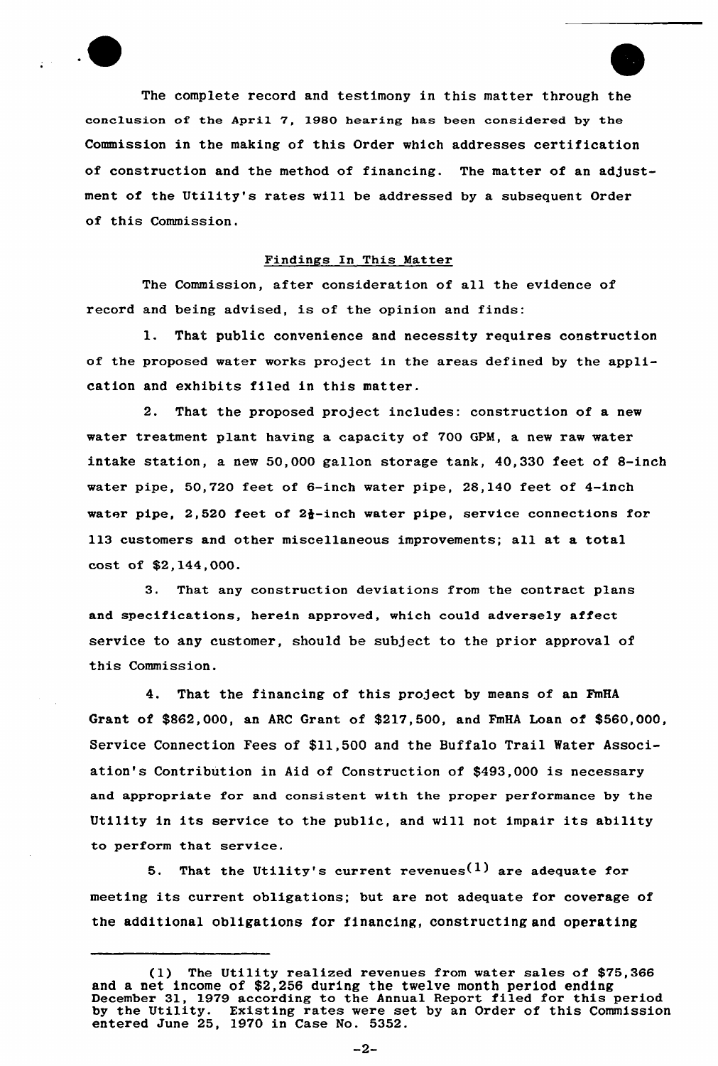The complete record and testimony in this matter through the conclusion of the April 7, 1980 hearing has been considered by the Commission in the making of this Order which addresses certification of construction and the method of financing. The matter of an adjustment of the Utility's rates will be addressed by a subsequent Order of this Commission.

## Findings In This Matter

The Commission, after consideration of all the evidence of record and being advised, is of the opinion and finds:

1. That public convenience and necessity requires construction of the proposed water works project in the areas defined by the application and exhibits filed in this matter.

2. That the proposed project includes: construction of a new water treatment plant having a capacity of 700 GPM, a new raw water intake station, a new 50,000 gallon storage tank, 40,330 feet of 8-inch water pipe, 50,720 feet of 6-inch water pipe, 28,140 feet of 4-inch water pipe, 2,520 feet of 2½-inch water pipe, service connections for 113 customers and other miscellaneous improvements; all at a total cost of $2,144,000.

3. That any construction deviations from the contract plans and specifications, herein approved, which could adversely affect service to any customer, should be subject to the prior approval of this Commission.

4. That the financing of this project by means of an FmHA Grant of $862,000, an ARC Grant of $217,500, and FmHA Loan of $560,000, Service Connection Fees of $11,500 and the Buffalo Trail Water Association's Contribution in Aid of Construction of $493,000 is necessary and appropriate for and consistent with the proper performance by the Utility in its service to the public, and will not impair its ability to perform that service.

5. That the Utility's current revenues(1) are adequate for meeting its current obligations; but are not adequate for coverage of the additional obligations for financing, constructing and operating

---

(1) The Utility realized revenues from water sales of $75,366 and a net income of $2,256 during the twelve month period ending December 31, 1979 according to the Annual Report filed for this period by the Utility. Existing rates were set by an Order of this Commission entered June 25, 1970 in Case No. 5352.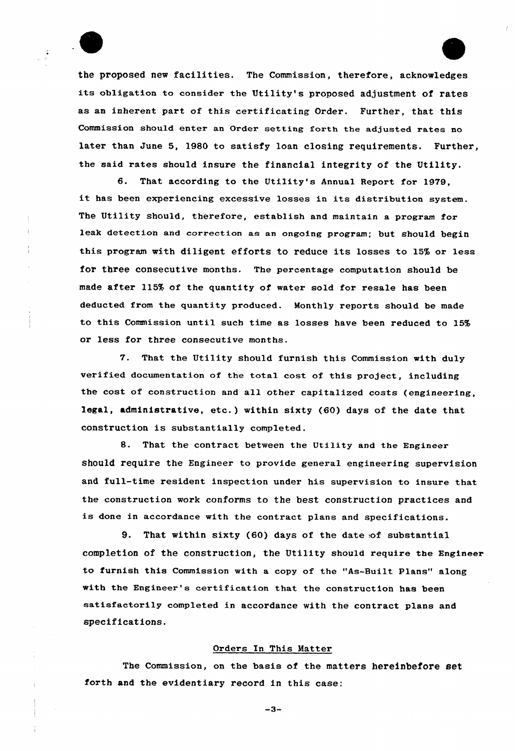the proposed new facilities. The Commission, therefore, acknowledges its obligation to consider the Utility's proposed adjustment of rates as an inherent part of this certificating Order. Further, that this Commission should enter an Order setting forth the adjusted rates no later than June 5, 1980 to satisfy loan closing requirements. Further, the said rates should insure the financial integrity of the Utility.

6. That according to the Utility's Annual Report for 1979, it has been experiencing excessive losses in its distribution system. The Utility should, therefore, establish and maintain a program for leak detection and correction as an ongoing program; but should begin this program with diligent efforts to reduce its losses to 15% or less for three consecutive months. The percentage computation should be made after 115% of the quantity of water sold for resale has been deducted from the quantity produced. Monthly reports should be made to this Commission until such time as losses have been reduced to 15% or less for three consecutive months.

7. That the Utility should furnish this Commission with duly verified documentation of the total cost of this project, including the cost of construction and all other capitalized costs (engineering, legal, administrative, etc.) within sixty (60) days of the date that construction is substantially completed.

8. That the contract between the Utility and the Engineer should require the Engineer to provide general engineering supervision and full-time resident inspection under his supervision to insure that the construction work conforms to the best construction practices and is done in accordance with the contract plans and specifications.

9. That within sixty (60) days of the date of substantial completion of the construction, the Utility should require the Engineer to furnish this Commission with a copy of the "As-Built Plans" along with the Engineer's certification that the construction has been satisfactorily completed in accordance with the contract plans and specifications.

## Orders In This Matter

The Commission, on the basis of the matters hereinbefore set forth and the evidentiary record in this case: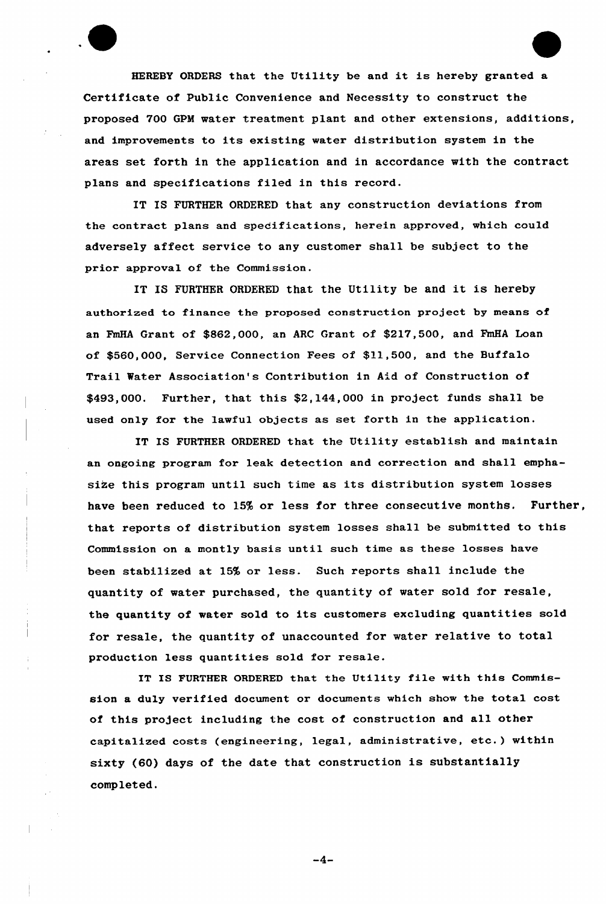HEREBY ORDERS that the Utility be and it is hereby granted a Certificate of Public Convenience and Necessity to construct the proposed 700 GPM water treatment plant and other extensions, additions, and improvements to its existing water distribution system in the areas set forth in the application and in accordance with the contract plans and specifications filed in this record.

IT IS FURTHER ORDERED that any construction deviations from the contract plans and specifications, herein approved, which could adversely affect service to any customer shall be subject to the prior approval of the Commission.

IT IS FURTHER ORDERED that the Utility be and it is hereby authorized to finance the proposed construction project by means of an FmHA Grant of $862,000, an ARC Grant of $217,500, and FmHA Loan of $560,000, Service Connection Fees of $11,500, and the Buffalo Trail Water Association's Contribution in Aid of Construction of $493,000. Further, that this $2,144,000 in project funds shall be used only for the lawful objects as set forth in the application.

IT IS FURTHER ORDERED that the Utility establish and maintain an ongoing program for leak detection and correction and shall emphasize this program until such time as its distribution system losses have been reduced to 15% or less for three consecutive months. Further, that reports of distribution system losses shall be submitted to this Commission on a montly basis until such time as these losses have been stabilized at 15% or less. Such reports shall include the quantity of water purchased, the quantity of water sold for resale, the quantity of water sold to its customers excluding quantities sold for resale, the quantity of unaccounted for water relative to total production less quantities sold for resale.

IT IS FURTHER ORDERED that the Utility file with this Commission a duly verified document or documents which show the total cost of this project including the cost of construction and all other capitalized costs (engineering, legal, administrative, etc.) within sixty (60) days of the date that construction is substantially completed.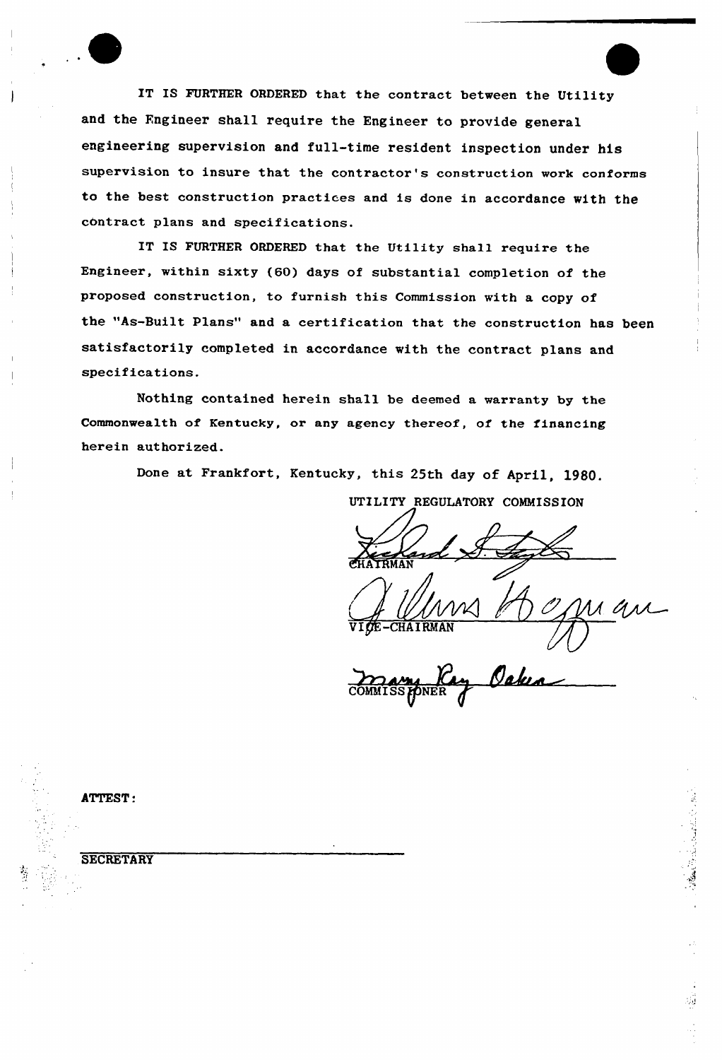IT IS FURTHER ORDERED that the contract between the Utility and the Engineer shall require the Engineer to provide general engineering supervision and full-time resident inspection under his supervision to insure that the contractor's construction work conforms to the best construction practices and is done in accordance with the contract plans and specifications.

IT IS FURTHER ORDERED that the Utility shall require the Engineer, within sixty (60) days of substantial completion of the proposed construction, to furnish this Commission with a copy of the "As-Built Plans" and a certification that the construction has been satisfactorily completed in accordance with the contract plans and specifications.

Nothing contained herein shall be deemed a warranty by the Commonwealth of Kentucky, or any agency thereof, of the financing herein authorized.

Done at Frankfort, Kentucky, this 25th day of April, 1980.

UTILITY REGULATORY COMMISSION

CHAIRMAN

VICE-CHAIRMAN

COMMISSIONER

ATTEST:

SECRETARY